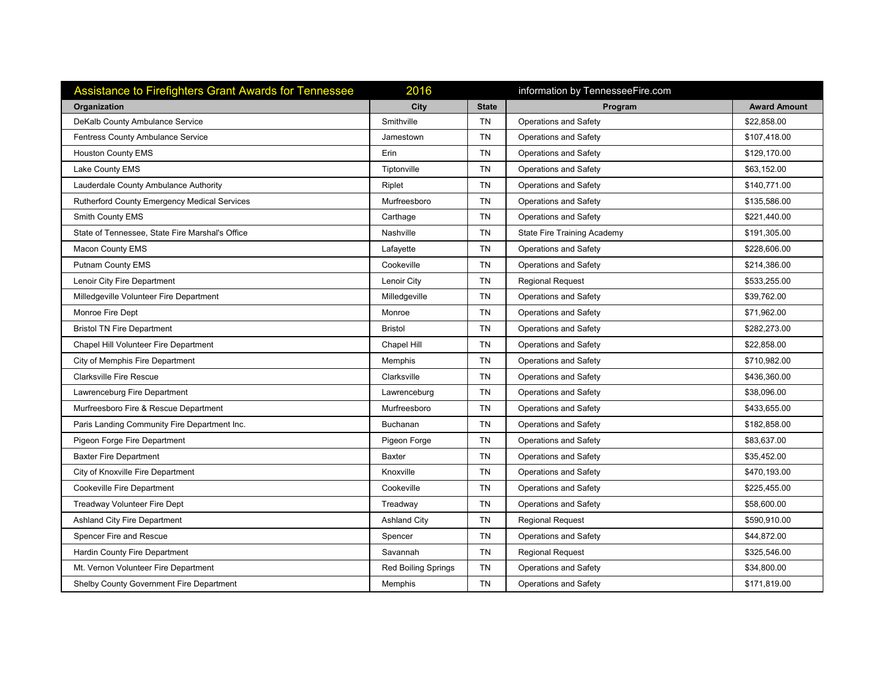| Assistance to Firefighters Grant Awards for Tennessee | 2016 | | information by TennesseeFire.com | |
|---|---|---|---|---|
| **Organization** | **City** | **State** | **Program** | **Award Amount** |
| DeKalb County Ambulance Service | Smithville | TN | Operations and Safety | $22,858.00 |
| Fentress County Ambulance Service | Jamestown | TN | Operations and Safety | $107,418.00 |
| Houston County EMS | Erin | TN | Operations and Safety | $129,170.00 |
| Lake County EMS | Tiptonville | TN | Operations and Safety | $63,152.00 |
| Lauderdale County Ambulance Authority | Riplet | TN | Operations and Safety | $140,771.00 |
| Rutherford County Emergency Medical Services | Murfreesboro | TN | Operations and Safety | $135,586.00 |
| Smith County EMS | Carthage | TN | Operations and Safety | $221,440.00 |
| State of Tennessee, State Fire Marshal's Office | Nashville | TN | State Fire Training Academy | $191,305.00 |
| Macon County EMS | Lafayette | TN | Operations and Safety | $228,606.00 |
| Putnam County EMS | Cookeville | TN | Operations and Safety | $214,386.00 |
| Lenoir City Fire Department | Lenoir City | TN | Regional Request | $533,255.00 |
| Milledgeville Volunteer Fire Department | Milledgeville | TN | Operations and Safety | $39,762.00 |
| Monroe Fire Dept | Monroe | TN | Operations and Safety | $71,962.00 |
| Bristol TN Fire Department | Bristol | TN | Operations and Safety | $282,273.00 |
| Chapel Hill Volunteer Fire Department | Chapel Hill | TN | Operations and Safety | $22,858.00 |
| City of Memphis Fire Department | Memphis | TN | Operations and Safety | $710,982.00 |
| Clarksville Fire Rescue | Clarksville | TN | Operations and Safety | $436,360.00 |
| Lawrenceburg Fire Department | Lawrenceburg | TN | Operations and Safety | $38,096.00 |
| Murfreesboro Fire & Rescue Department | Murfreesboro | TN | Operations and Safety | $433,655.00 |
| Paris Landing Community Fire Department Inc. | Buchanan | TN | Operations and Safety | $182,858.00 |
| Pigeon Forge Fire Department | Pigeon Forge | TN | Operations and Safety | $83,637.00 |
| Baxter Fire Department | Baxter | TN | Operations and Safety | $35,452.00 |
| City of Knoxville Fire Department | Knoxville | TN | Operations and Safety | $470,193.00 |
| Cookeville Fire Department | Cookeville | TN | Operations and Safety | $225,455.00 |
| Treadway Volunteer Fire Dept | Treadway | TN | Operations and Safety | $58,600.00 |
| Ashland City Fire Department | Ashland City | TN | Regional Request | $590,910.00 |
| Spencer Fire and Rescue | Spencer | TN | Operations and Safety | $44,872.00 |
| Hardin County Fire Department | Savannah | TN | Regional Request | $325,546.00 |
| Mt. Vernon Volunteer Fire Department | Red Boiling Springs | TN | Operations and Safety | $34,800.00 |
| Shelby County Government Fire Department | Memphis | TN | Operations and Safety | $171,819.00 |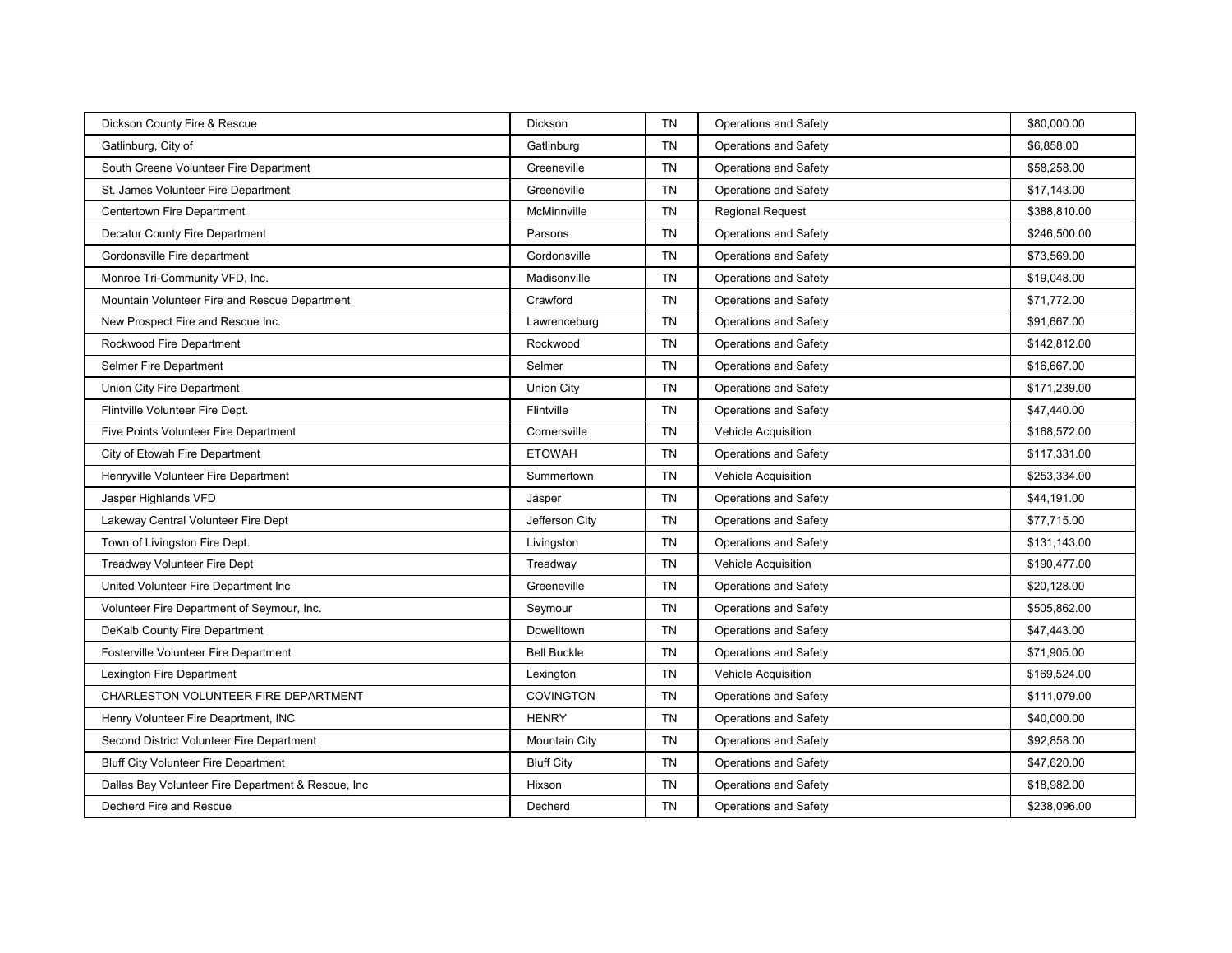| | | | | |
|---|---|---|---|---|
| Dickson County Fire & Rescue | Dickson | TN | Operations and Safety | $80,000.00 |
| Gatlinburg, City of | Gatlinburg | TN | Operations and Safety | $6,858.00 |
| South Greene Volunteer Fire Department | Greeneville | TN | Operations and Safety | $58,258.00 |
| St. James Volunteer Fire Department | Greeneville | TN | Operations and Safety | $17,143.00 |
| Centertown Fire Department | McMinnville | TN | Regional Request | $388,810.00 |
| Decatur County Fire Department | Parsons | TN | Operations and Safety | $246,500.00 |
| Gordonsville Fire department | Gordonsville | TN | Operations and Safety | $73,569.00 |
| Monroe Tri-Community VFD, Inc. | Madisonville | TN | Operations and Safety | $19,048.00 |
| Mountain Volunteer Fire and Rescue Department | Crawford | TN | Operations and Safety | $71,772.00 |
| New Prospect Fire and Rescue Inc. | Lawrenceburg | TN | Operations and Safety | $91,667.00 |
| Rockwood Fire Department | Rockwood | TN | Operations and Safety | $142,812.00 |
| Selmer Fire Department | Selmer | TN | Operations and Safety | $16,667.00 |
| Union City Fire Department | Union City | TN | Operations and Safety | $171,239.00 |
| Flintville Volunteer Fire Dept. | Flintville | TN | Operations and Safety | $47,440.00 |
| Five Points Volunteer Fire Department | Cornersville | TN | Vehicle Acquisition | $168,572.00 |
| City of Etowah Fire Department | ETOWAH | TN | Operations and Safety | $117,331.00 |
| Henryville Volunteer Fire Department | Summertown | TN | Vehicle Acquisition | $253,334.00 |
| Jasper Highlands VFD | Jasper | TN | Operations and Safety | $44,191.00 |
| Lakeway Central Volunteer Fire Dept | Jefferson City | TN | Operations and Safety | $77,715.00 |
| Town of Livingston Fire Dept. | Livingston | TN | Operations and Safety | $131,143.00 |
| Treadway Volunteer Fire Dept | Treadway | TN | Vehicle Acquisition | $190,477.00 |
| United Volunteer Fire Department Inc | Greeneville | TN | Operations and Safety | $20,128.00 |
| Volunteer Fire Department of Seymour, Inc. | Seymour | TN | Operations and Safety | $505,862.00 |
| DeKalb County Fire Department | Dowelltown | TN | Operations and Safety | $47,443.00 |
| Fosterville Volunteer Fire Department | Bell Buckle | TN | Operations and Safety | $71,905.00 |
| Lexington Fire Department | Lexington | TN | Vehicle Acquisition | $169,524.00 |
| CHARLESTON VOLUNTEER FIRE DEPARTMENT | COVINGTON | TN | Operations and Safety | $111,079.00 |
| Henry Volunteer Fire Deaprtment, INC | HENRY | TN | Operations and Safety | $40,000.00 |
| Second District Volunteer Fire Department | Mountain City | TN | Operations and Safety | $92,858.00 |
| Bluff City Volunteer Fire Department | Bluff City | TN | Operations and Safety | $47,620.00 |
| Dallas Bay Volunteer Fire Department & Rescue, Inc | Hixson | TN | Operations and Safety | $18,982.00 |
| Decherd Fire and Rescue | Decherd | TN | Operations and Safety | $238,096.00 |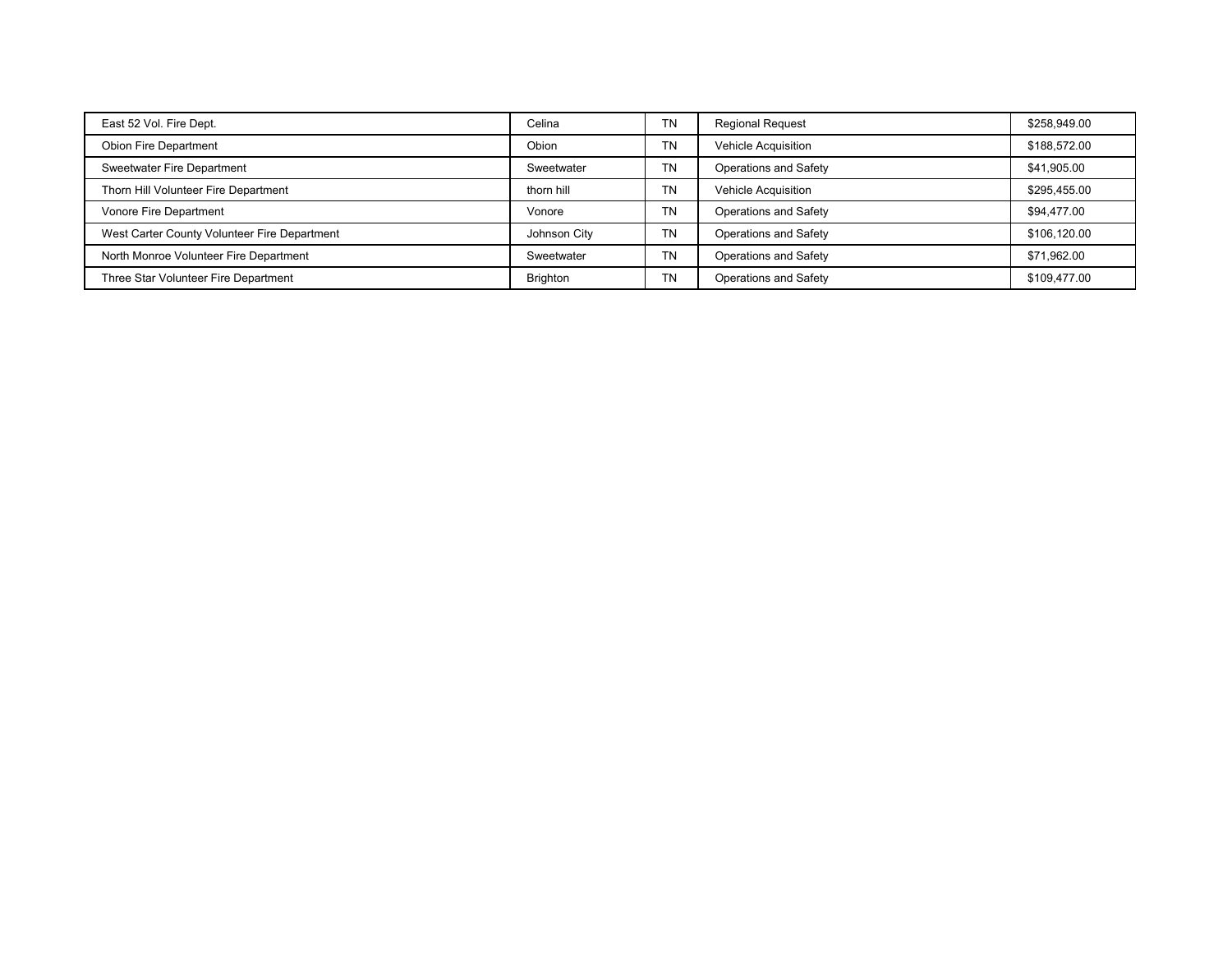| | | | | |
|---|---|---|---|---|
| East 52 Vol. Fire Dept. | Celina | TN | Regional Request | $258,949.00 |
| Obion Fire Department | Obion | TN | Vehicle Acquisition | $188,572.00 |
| Sweetwater Fire Department | Sweetwater | TN | Operations and Safety | $41,905.00 |
| Thorn Hill Volunteer Fire Department | thorn hill | TN | Vehicle Acquisition | $295,455.00 |
| Vonore Fire Department | Vonore | TN | Operations and Safety | $94,477.00 |
| West Carter County Volunteer Fire Department | Johnson City | TN | Operations and Safety | $106,120.00 |
| North Monroe Volunteer Fire Department | Sweetwater | TN | Operations and Safety | $71,962.00 |
| Three Star Volunteer Fire Department | Brighton | TN | Operations and Safety | $109,477.00 |